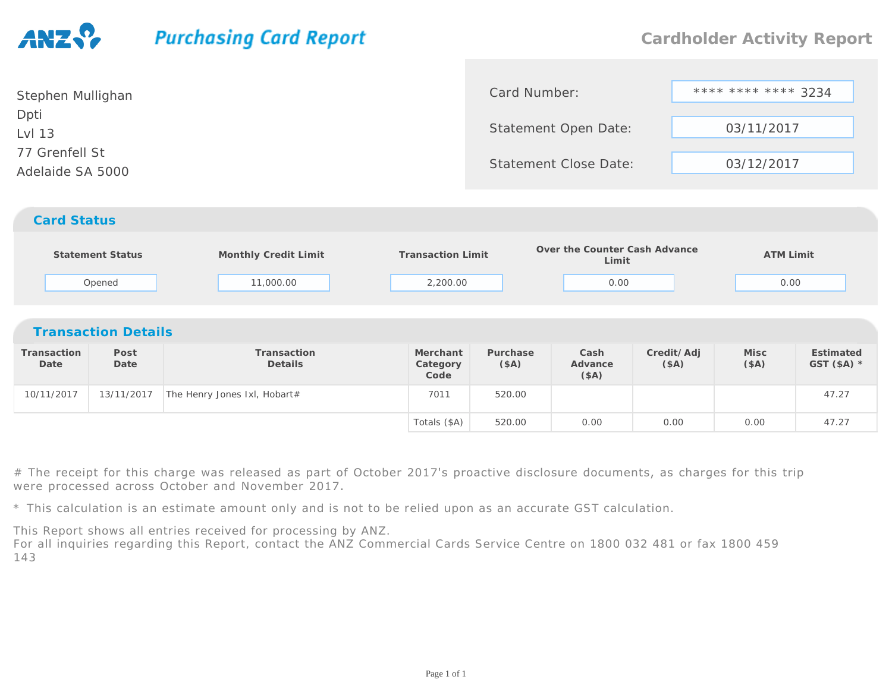ANZ **Purchasing Card Report**

## Cardholder Activity Report

Stephen Mullighan
Dpti
Lvl 13
77 Grenfell St
Adelaide SA 5000

| | |
|---|---|
| Card Number: | **** **** **** 3234 |
| Statement Open Date: | 03/11/2017 |
| Statement Close Date: | 03/12/2017 |

## Card Status

| Statement Status | Monthly Credit Limit | Transaction Limit | Over the Counter Cash Advance Limit | ATM Limit |
|---|---|---|---|---|
| Opened | 11,000.00 | 2,200.00 | 0.00 | 0.00 |

## Transaction Details

| Transaction Date | Post Date | Transaction Details | Merchant Category Code | Purchase ($A) | Cash Advance ($A) | Credit/ Adj ($A) | Misc ($A) | Estimated GST ($A) * |
|---|---|---|---|---|---|---|---|---|
| 10/11/2017 | 13/11/2017 | The Henry Jones Ixl, Hobart# | 7011 | 520.00 | | | | 47.27 |
| | | | Totals ($A) | 520.00 | 0.00 | 0.00 | 0.00 | 47.27 |

# The receipt for this charge was released as part of October 2017's proactive disclosure documents, as charges for this trip were processed across October and November 2017.

* This calculation is an estimate amount only and is not to be relied upon as an accurate GST calculation.

This Report shows all entries received for processing by ANZ.
For all inquiries regarding this Report, contact the ANZ Commercial Cards Service Centre on 1800 032 481 or fax 1800 459 143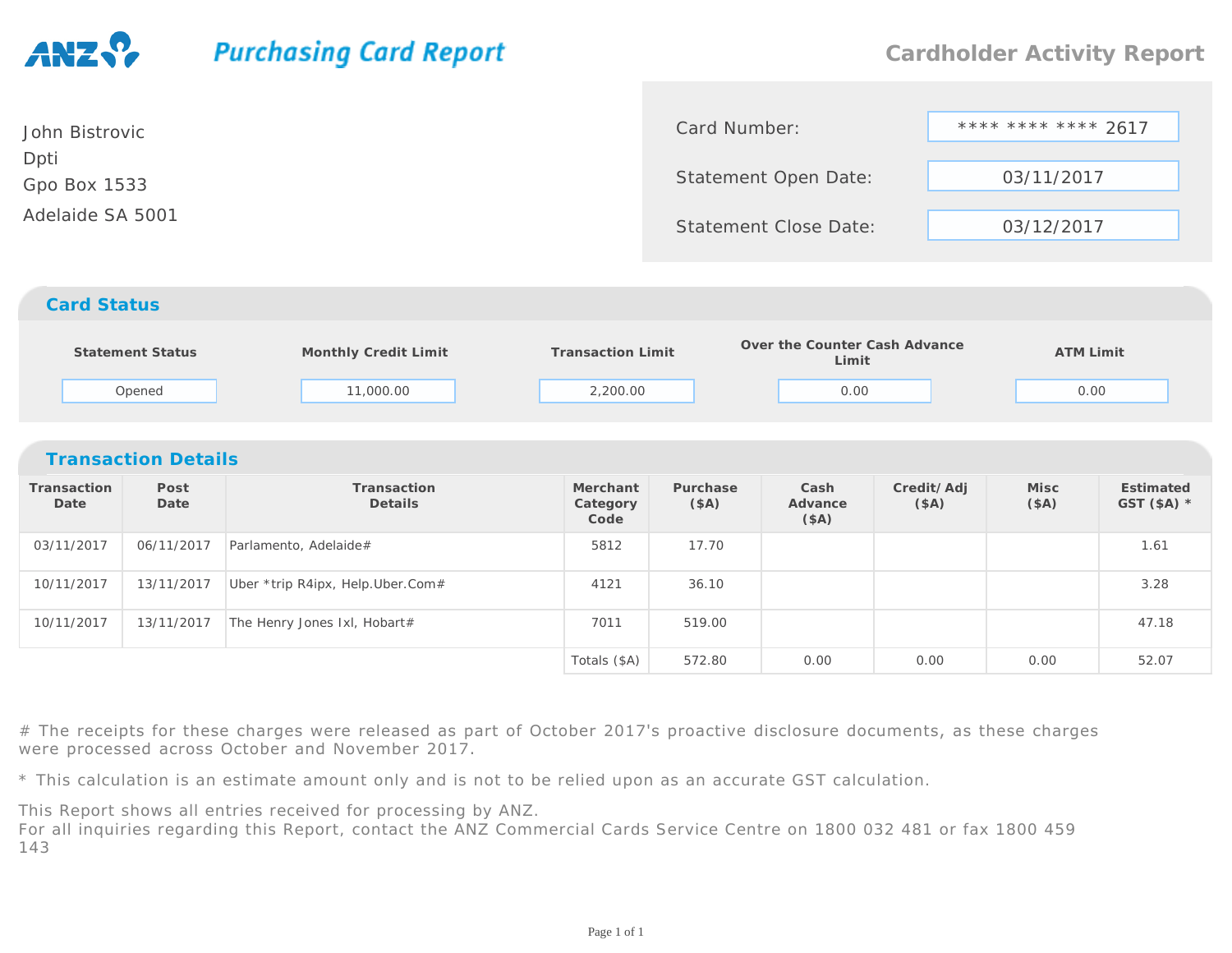ANZ **Purchasing Card Report**

## Cardholder Activity Report

John Bistrovic
Dpti
Gpo Box 1533
Adelaide SA 5001

| | |
|---|---|
| Card Number: | **** **** **** 2617 |
| Statement Open Date: | 03/11/2017 |
| Statement Close Date: | 03/12/2017 |

## Card Status

| Statement Status | Monthly Credit Limit | Transaction Limit | Over the Counter Cash Advance Limit | ATM Limit |
|---|---|---|---|---|
| Opened | 11,000.00 | 2,200.00 | 0.00 | 0.00 |

## Transaction Details

| Transaction Date | Post Date | Transaction Details | Merchant Category Code | Purchase ($A) | Cash Advance ($A) | Credit/ Adj ($A) | Misc ($A) | Estimated GST ($A) * |
|---|---|---|---|---|---|---|---|---|
| 03/11/2017 | 06/11/2017 | Parlamento, Adelaide# | 5812 | 17.70 | | | | 1.61 |
| 10/11/2017 | 13/11/2017 | Uber *trip R4ipx, Help.Uber.Com# | 4121 | 36.10 | | | | 3.28 |
| 10/11/2017 | 13/11/2017 | The Henry Jones Ixl, Hobart# | 7011 | 519.00 | | | | 47.18 |
| | | | Totals ($A) | 572.80 | 0.00 | 0.00 | 0.00 | 52.07 |

# The receipts for these charges were released as part of October 2017's proactive disclosure documents, as these charges were processed across October and November 2017.

* This calculation is an estimate amount only and is not to be relied upon as an accurate GST calculation.

This Report shows all entries received for processing by ANZ.
For all inquiries regarding this Report, contact the ANZ Commercial Cards Service Centre on 1800 032 481 or fax 1800 459 143